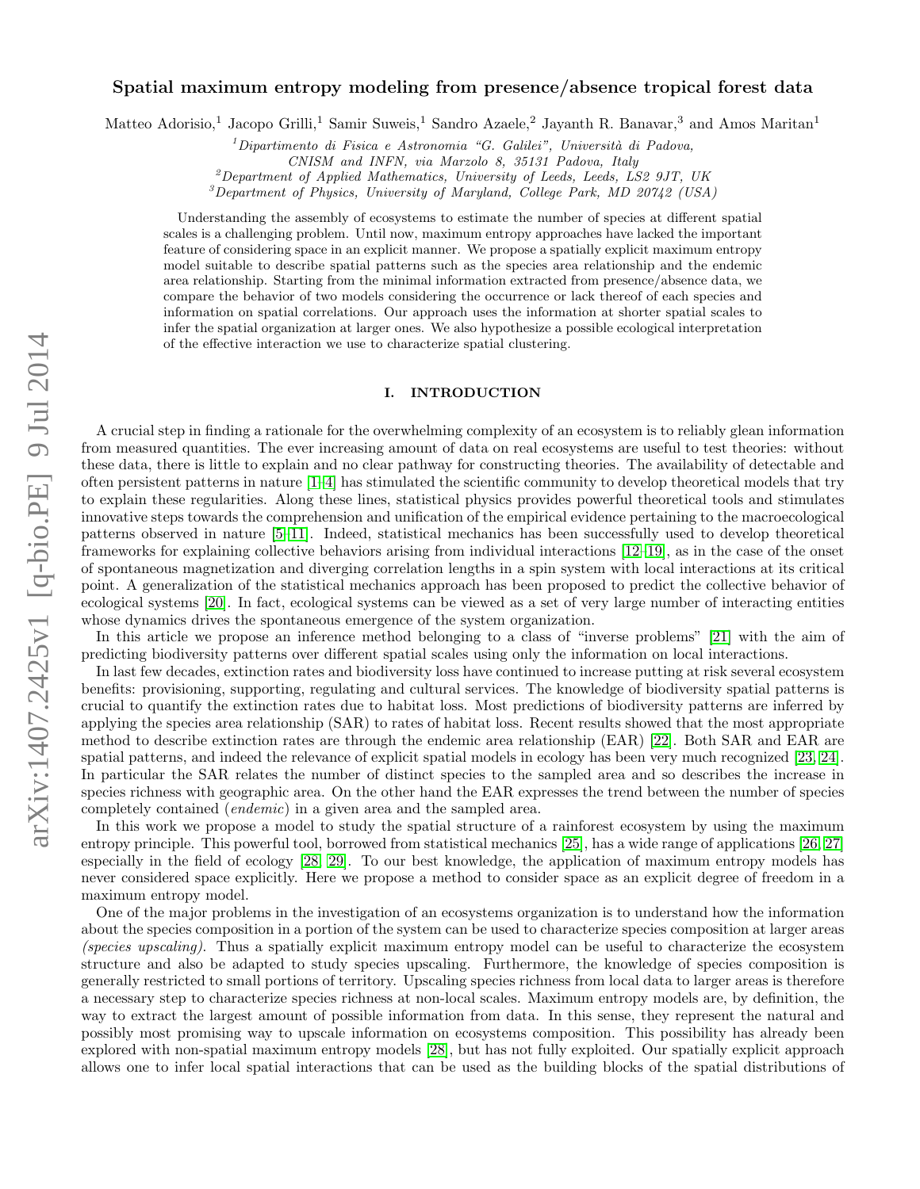# Spatial maximum entropy modeling from presence/absence tropical forest data

Matteo Adorisio,[1] Jacopo Grilli,[1] Samir Suweis,[1] Sandro Azaele,[2] Jayanth R. Banavar,[3] and Amos Maritan[1]

[1] Dipartimento di Fisica e Astronomia "G. Galilei", Università di Padova, CNISM and INFN, via Marzolo 8, 35131 Padova, Italy

[2] Department of Applied Mathematics, University of Leeds, Leeds, LS2 9JT, UK

[3] Department of Physics, University of Maryland, College Park, MD 20742 (USA)

Understanding the assembly of ecosystems to estimate the number of species at different spatial scales is a challenging problem. Until now, maximum entropy approaches have lacked the important feature of considering space in an explicit manner. We propose a spatially explicit maximum entropy model suitable to describe spatial patterns such as the species area relationship and the endemic area relationship. Starting from the minimal information extracted from presence/absence data, we compare the behavior of two models considering the occurrence or lack thereof of each species and information on spatial correlations. Our approach uses the information at shorter spatial scales to infer the spatial organization at larger ones. We also hypothesize a possible ecological interpretation of the effective interaction we use to characterize spatial clustering.

## I. INTRODUCTION

A crucial step in finding a rationale for the overwhelming complexity of an ecosystem is to reliably glean information from measured quantities. The ever increasing amount of data on real ecosystems are useful to test theories: without these data, there is little to explain and no clear pathway for constructing theories. The availability of detectable and often persistent patterns in nature [1–4] has stimulated the scientific community to develop theoretical models that try to explain these regularities. Along these lines, statistical physics provides powerful theoretical tools and stimulates innovative steps towards the comprehension and unification of the empirical evidence pertaining to the macroecological patterns observed in nature [5–11]. Indeed, statistical mechanics has been successfully used to develop theoretical frameworks for explaining collective behaviors arising from individual interactions [12–19], as in the case of the onset of spontaneous magnetization and diverging correlation lengths in a spin system with local interactions at its critical point. A generalization of the statistical mechanics approach has been proposed to predict the collective behavior of ecological systems [20]. In fact, ecological systems can be viewed as a set of very large number of interacting entities whose dynamics drives the spontaneous emergence of the system organization.

In this article we propose an inference method belonging to a class of "inverse problems" [21] with the aim of predicting biodiversity patterns over different spatial scales using only the information on local interactions.

In last few decades, extinction rates and biodiversity loss have continued to increase putting at risk several ecosystem benefits: provisioning, supporting, regulating and cultural services. The knowledge of biodiversity spatial patterns is crucial to quantify the extinction rates due to habitat loss. Most predictions of biodiversity patterns are inferred by applying the species area relationship (SAR) to rates of habitat loss. Recent results showed that the most appropriate method to describe extinction rates are through the endemic area relationship (EAR) [22]. Both SAR and EAR are spatial patterns, and indeed the relevance of explicit spatial models in ecology has been very much recognized [23, 24]. In particular the SAR relates the number of distinct species to the sampled area and so describes the increase in species richness with geographic area. On the other hand the EAR expresses the trend between the number of species completely contained (*endemic*) in a given area and the sampled area.

In this work we propose a model to study the spatial structure of a rainforest ecosystem by using the maximum entropy principle. This powerful tool, borrowed from statistical mechanics [25], has a wide range of applications [26, 27] especially in the field of ecology [28, 29]. To our best knowledge, the application of maximum entropy models has never considered space explicitly. Here we propose a method to consider space as an explicit degree of freedom in a maximum entropy model.

One of the major problems in the investigation of an ecosystems organization is to understand how the information about the species composition in a portion of the system can be used to characterize species composition at larger areas *(species upscaling)*. Thus a spatially explicit maximum entropy model can be useful to characterize the ecosystem structure and also be adapted to study species upscaling. Furthermore, the knowledge of species composition is generally restricted to small portions of territory. Upscaling species richness from local data to larger areas is therefore a necessary step to characterize species richness at non-local scales. Maximum entropy models are, by definition, the way to extract the largest amount of possible information from data. In this sense, they represent the natural and possibly most promising way to upscale information on ecosystems composition. This possibility has already been explored with non-spatial maximum entropy models [28], but has not fully exploited. Our spatially explicit approach allows one to infer local spatial interactions that can be used as the building blocks of the spatial distributions of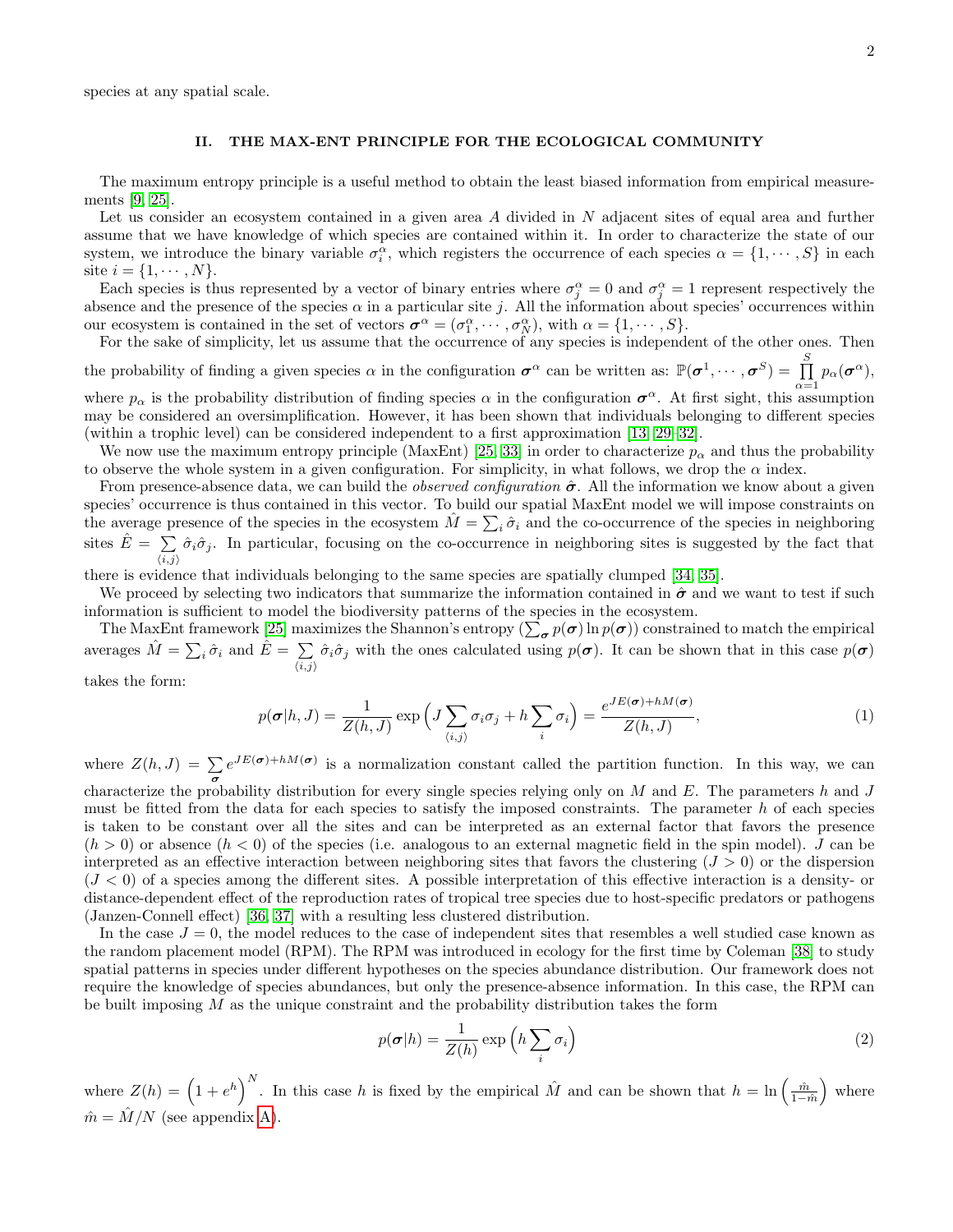species at any spatial scale.

## II. THE MAX-ENT PRINCIPLE FOR THE ECOLOGICAL COMMUNITY

The maximum entropy principle is a useful method to obtain the least biased information from empirical measurements [9, 25].

Let us consider an ecosystem contained in a given area $A$ divided in $N$ adjacent sites of equal area and further assume that we have knowledge of which species are contained within it. In order to characterize the state of our system, we introduce the binary variable $\sigma_i^\alpha$, which registers the occurrence of each species $\alpha = \{1, \cdots, S\}$ in each site $i = \{1, \cdots, N\}$.

Each species is thus represented by a vector of binary entries where $\sigma_j^\alpha = 0$ and $\sigma_j^\alpha = 1$ represent respectively the absence and the presence of the species $\alpha$ in a particular site $j$. All the information about species' occurrences within our ecosystem is contained in the set of vectors $\boldsymbol{\sigma}^\alpha = (\sigma_1^\alpha, \cdots, \sigma_N^\alpha)$, with $\alpha = \{1, \cdots, S\}$.

For the sake of simplicity, let us assume that the occurrence of any species is independent of the other ones. Then the probability of finding a given species $\alpha$ in the configuration $\boldsymbol{\sigma}^\alpha$ can be written as: $\mathbb{P}(\boldsymbol{\sigma}^1, \cdots, \boldsymbol{\sigma}^S) = \prod_{\alpha=1}^{S} p_\alpha(\boldsymbol{\sigma}^\alpha)$, where $p_\alpha$ is the probability distribution of finding species $\alpha$ in the configuration $\boldsymbol{\sigma}^\alpha$. At first sight, this assumption may be considered an oversimplification. However, it has been shown that individuals belonging to different species (within a trophic level) can be considered independent to a first approximation [13, 29–32].

We now use the maximum entropy principle (MaxEnt) [25, 33] in order to characterize $p_\alpha$ and thus the probability to observe the whole system in a given configuration. For simplicity, in what follows, we drop the $\alpha$ index.

From presence-absence data, we can build the *observed configuration* $\hat{\boldsymbol{\sigma}}$. All the information we know about a given species' occurrence is thus contained in this vector. To build our spatial MaxEnt model we will impose constraints on the average presence of the species in the ecosystem $\hat{M} = \sum_i \hat{\sigma}_i$ and the co-occurrence of the species in neighboring sites $\hat{E} = \sum_{\langle i,j \rangle} \hat{\sigma}_i \hat{\sigma}_j$. In particular, focusing on the co-occurrence in neighboring sites is suggested by the fact that there is evidence that individuals belonging to the same species are spatially clumped [34, 35].

We proceed by selecting two indicators that summarize the information contained in $\hat{\boldsymbol{\sigma}}$ and we want to test if such information is sufficient to model the biodiversity patterns of the species in the ecosystem.

The MaxEnt framework [25] maximizes the Shannon's entropy ($\sum_{\boldsymbol{\sigma}} p(\boldsymbol{\sigma}) \ln p(\boldsymbol{\sigma})$) constrained to match the empirical averages $\hat{M} = \sum_i \hat{\sigma}_i$ and $\hat{E} = \sum_{\langle i,j \rangle} \hat{\sigma}_i \hat{\sigma}_j$ with the ones calculated using $p(\boldsymbol{\sigma})$. It can be shown that in this case $p(\boldsymbol{\sigma})$ takes the form:

$$p(\boldsymbol{\sigma}|h, J) = \frac{1}{Z(h, J)} \exp\left(J \sum_{\langle i,j \rangle} \sigma_i \sigma_j + h \sum_i \sigma_i\right) = \frac{e^{JE(\boldsymbol{\sigma}) + hM(\boldsymbol{\sigma})}}{Z(h, J)}, \tag{1}$$

where $Z(h, J) = \sum_{\boldsymbol{\sigma}} e^{JE(\boldsymbol{\sigma}) + hM(\boldsymbol{\sigma})}$ is a normalization constant called the partition function. In this way, we can characterize the probability distribution for every single species relying only on $M$ and $E$. The parameters $h$ and $J$ must be fitted from the data for each species to satisfy the imposed constraints. The parameter $h$ of each species is taken to be constant over all the sites and can be interpreted as an external factor that favors the presence ($h > 0$) or absence ($h < 0$) of the species (i.e. analogous to an external magnetic field in the spin model). $J$ can be interpreted as an effective interaction between neighboring sites that favors the clustering ($J > 0$) or the dispersion ($J < 0$) of a species among the different sites. A possible interpretation of this effective interaction is a density- or distance-dependent effect of the reproduction rates of tropical tree species due to host-specific predators or pathogens (Janzen-Connell effect) [36, 37] with a resulting less clustered distribution.

In the case $J = 0$, the model reduces to the case of independent sites that resembles a well studied case known as the random placement model (RPM). The RPM was introduced in ecology for the first time by Coleman [38] to study spatial patterns in species under different hypotheses on the species abundance distribution. Our framework does not require the knowledge of species abundances, but only the presence-absence information. In this case, the RPM can be built imposing $M$ as the unique constraint and the probability distribution takes the form

$$p(\boldsymbol{\sigma}|h) = \frac{1}{Z(h)} \exp\left(h \sum_i \sigma_i\right) \tag{2}$$

where $Z(h) = \left(1 + e^h\right)^N$. In this case $h$ is fixed by the empirical $\hat{M}$ and can be shown that $h = \ln\left(\frac{\hat{m}}{1 - \hat{m}}\right)$ where $\hat{m} = \hat{M}/N$ (see appendix A).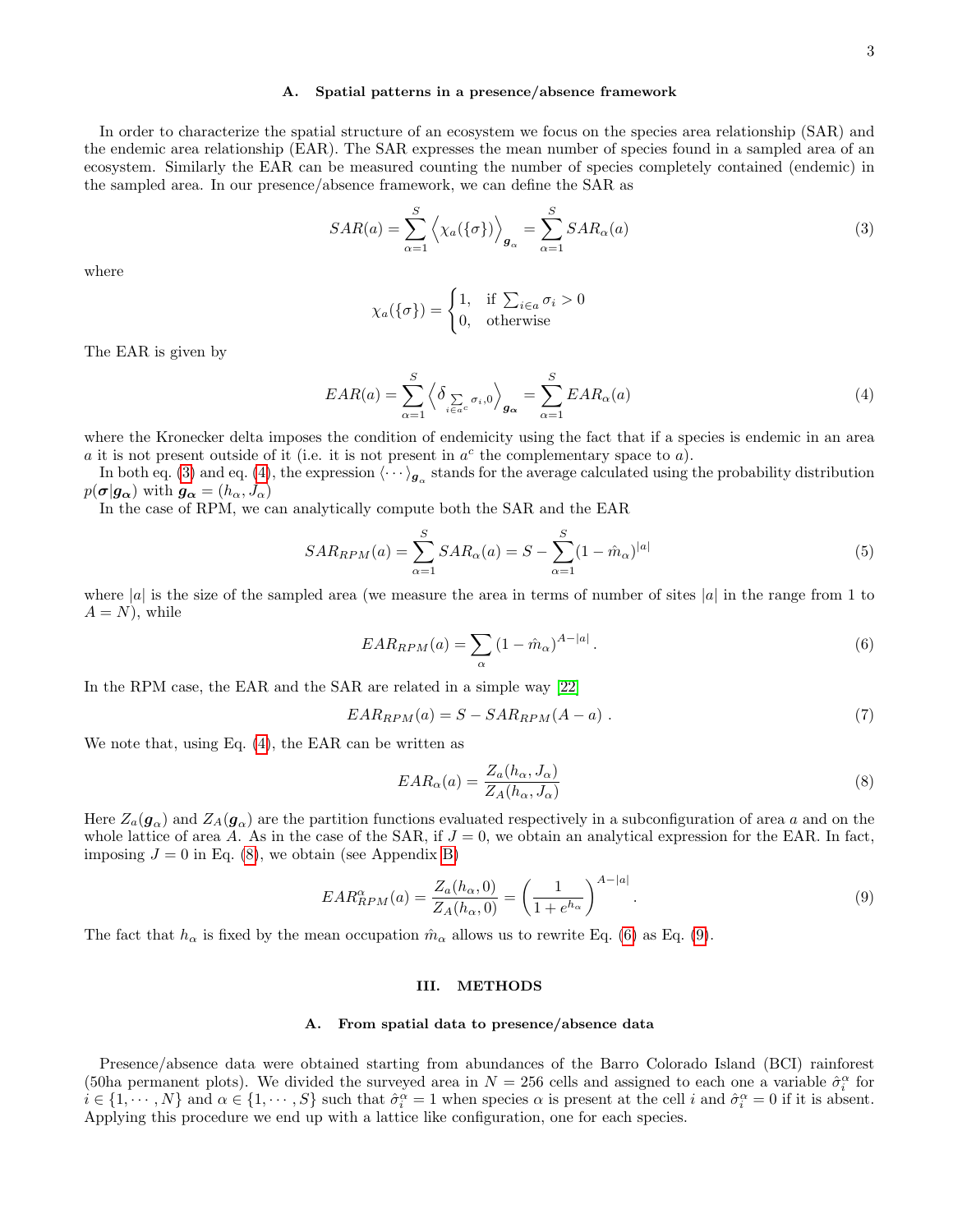### A. Spatial patterns in a presence/absence framework

In order to characterize the spatial structure of an ecosystem we focus on the species area relationship (SAR) and the endemic area relationship (EAR). The SAR expresses the mean number of species found in a sampled area of an ecosystem. Similarly the EAR can be measured counting the number of species completely contained (endemic) in the sampled area. In our presence/absence framework, we can define the SAR as

$$SAR(a) = \sum_{\alpha=1}^{S} \Big\langle \chi_a(\{\sigma\}) \Big\rangle_{\boldsymbol{g}_\alpha} = \sum_{\alpha=1}^{S} SAR_\alpha(a) \tag{3}$$

where

$$\chi_a(\{\sigma\}) = \begin{cases} 1, & \text{if } \sum_{i\in a} \sigma_i > 0 \\ 0, & \text{otherwise} \end{cases}$$

The EAR is given by

$$EAR(a) = \sum_{\alpha=1}^{S} \Big\langle \delta_{\sum_{i\in a^c} \sigma_i, 0} \Big\rangle_{\boldsymbol{g_\alpha}} = \sum_{\alpha=1}^{S} EAR_\alpha(a) \tag{4}$$

where the Kronecker delta imposes the condition of endemicity using the fact that if a species is endemic in an area $a$ it is not present outside of it (i.e. it is not present in $a^c$ the complementary space to $a$).

In both eq. (3) and eq. (4), the expression $\langle \cdots \rangle_{\boldsymbol{g}_\alpha}$ stands for the average calculated using the probability distribution $p(\boldsymbol{\sigma}|\boldsymbol{g_\alpha})$ with $\boldsymbol{g_\alpha} = (h_\alpha, J_\alpha)$

In the case of RPM, we can analytically compute both the SAR and the EAR

$$SAR_{RPM}(a) = \sum_{\alpha=1}^{S} SAR_\alpha(a) = S - \sum_{\alpha=1}^{S} (1-\hat{m}_\alpha)^{|a|} \tag{5}$$

where $|a|$ is the size of the sampled area (we measure the area in terms of number of sites $|a|$ in the range from 1 to $A = N$), while

$$EAR_{RPM}(a) = \sum_{\alpha} (1-\hat{m}_\alpha)^{A-|a|}\,. \tag{6}$$

In the RPM case, the EAR and the SAR are related in a simple way [22]

$$EAR_{RPM}(a) = S - SAR_{RPM}(A-a)\,. \tag{7}$$

We note that, using Eq. (4), the EAR can be written as

$$EAR_\alpha(a) = \frac{Z_a(h_\alpha, J_\alpha)}{Z_A(h_\alpha, J_\alpha)} \tag{8}$$

Here $Z_a(\boldsymbol{g}_\alpha)$ and $Z_A(\boldsymbol{g}_\alpha)$ are the partition functions evaluated respectively in a subconfiguration of area $a$ and on the whole lattice of area $A$. As in the case of the SAR, if $J = 0$, we obtain an analytical expression for the EAR. In fact, imposing $J = 0$ in Eq. (8), we obtain (see Appendix B)

$$EAR^\alpha_{RPM}(a) = \frac{Z_a(h_\alpha, 0)}{Z_A(h_\alpha, 0)} = \left(\frac{1}{1+e^{h_\alpha}}\right)^{A-|a|}. \tag{9}$$

The fact that $h_\alpha$ is fixed by the mean occupation $\hat{m}_\alpha$ allows us to rewrite Eq. (6) as Eq. (9).

## III. METHODS

### A. From spatial data to presence/absence data

Presence/absence data were obtained starting from abundances of the Barro Colorado Island (BCI) rainforest (50ha permanent plots). We divided the surveyed area in $N = 256$ cells and assigned to each one a variable $\hat{\sigma}_i^\alpha$ for $i \in \{1, \cdots, N\}$ and $\alpha \in \{1, \cdots, S\}$ such that $\hat{\sigma}_i^\alpha = 1$ when species $\alpha$ is present at the cell $i$ and $\hat{\sigma}_i^\alpha = 0$ if it is absent. Applying this procedure we end up with a lattice like configuration, one for each species.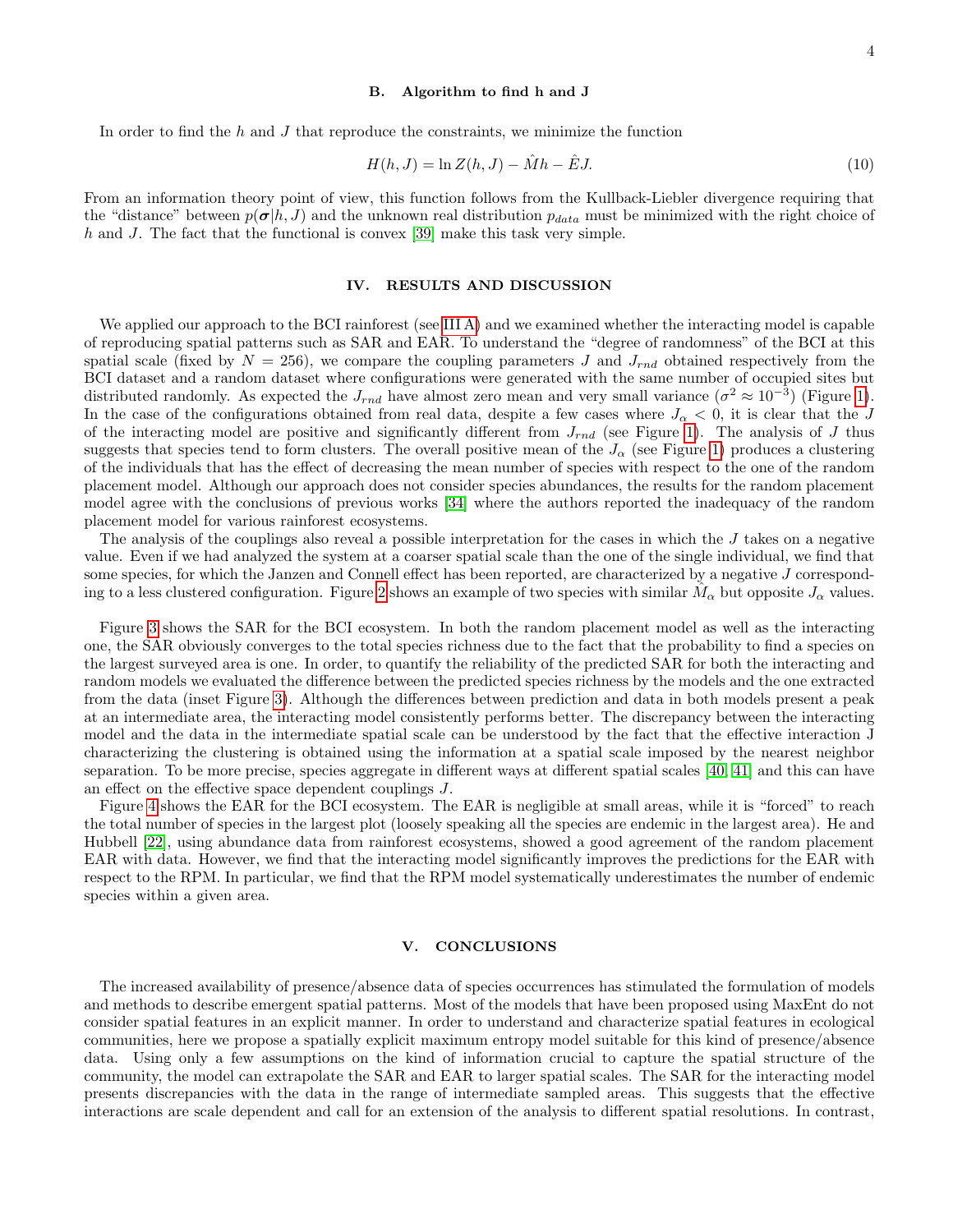### B. Algorithm to find h and J

In order to find the $h$ and $J$ that reproduce the constraints, we minimize the function

$$H(h, J) = \ln Z(h, J) - \hat{M}h - \hat{E}J. \tag{10}$$

From an information theory point of view, this function follows from the Kullback-Leibler divergence requiring that the "distance" between $p(\boldsymbol{\sigma}|h, J)$ and the unknown real distribution $p_{data}$ must be minimized with the right choice of $h$ and $J$. The fact that the functional is convex [39] make this task very simple.

## IV. RESULTS AND DISCUSSION

We applied our approach to the BCI rainforest (see III A) and we examined whether the interacting model is capable of reproducing spatial patterns such as SAR and EAR. To understand the "degree of randomness" of the BCI at this spatial scale (fixed by $N = 256$), we compare the coupling parameters $J$ and $J_{rnd}$ obtained respectively from the BCI dataset and a random dataset where configurations were generated with the same number of occupied sites but distributed randomly. As expected the $J_{rnd}$ have almost zero mean and very small variance ($\sigma^2 \approx 10^{-3}$) (Figure 1). In the case of the configurations obtained from real data, despite a few cases where $J_\alpha < 0$, it is clear that the $J$ of the interacting model are positive and significantly different from $J_{rnd}$ (see Figure 1). The analysis of $J$ thus suggests that species tend to form clusters. The overall positive mean of the $J_\alpha$ (see Figure 1) produces a clustering of the individuals that has the effect of decreasing the mean number of species with respect to the one of the random placement model. Although our approach does not consider species abundances, the results for the random placement model agree with the conclusions of previous works [34] where the authors reported the inadequacy of the random placement model for various rainforest ecosystems.

The analysis of the couplings also reveal a possible interpretation for the cases in which the $J$ takes on a negative value. Even if we had analyzed the system at a coarser spatial scale than the one of the single individual, we find that some species, for which the Janzen and Connell effect has been reported, are characterized by a negative $J$ corresponding to a less clustered configuration. Figure 2 shows an example of two species with similar $\hat{M}_\alpha$ but opposite $J_\alpha$ values.

Figure 3 shows the SAR for the BCI ecosystem. In both the random placement model as well as the interacting one, the SAR obviously converges to the total species richness due to the fact that the probability to find a species on the largest surveyed area is one. In order, to quantify the reliability of the predicted SAR for both the interacting and random models we evaluated the difference between the predicted species richness by the models and the one extracted from the data (inset Figure 3). Although the differences between prediction and data in both models present a peak at an intermediate area, the interacting model consistently performs better. The discrepancy between the interacting model and the data in the intermediate spatial scale can be understood by the fact that the effective interaction J characterizing the clustering is obtained using the information at a spatial scale imposed by the nearest neighbor separation. To be more precise, species aggregate in different ways at different spatial scales [40, 41] and this can have an effect on the effective space dependent couplings $J$.

Figure 4 shows the EAR for the BCI ecosystem. The EAR is negligible at small areas, while it is "forced" to reach the total number of species in the largest plot (loosely speaking all the species are endemic in the largest area). He and Hubbell [22], using abundance data from rainforest ecosystems, showed a good agreement of the random placement EAR with data. However, we find that the interacting model significantly improves the predictions for the EAR with respect to the RPM. In particular, we find that the RPM model systematically underestimates the number of endemic species within a given area.

## V. CONCLUSIONS

The increased availability of presence/absence data of species occurrences has stimulated the formulation of models and methods to describe emergent spatial patterns. Most of the models that have been proposed using MaxEnt do not consider spatial features in an explicit manner. In order to understand and characterize spatial features in ecological communities, here we propose a spatially explicit maximum entropy model suitable for this kind of presence/absence data. Using only a few assumptions on the kind of information crucial to capture the spatial structure of the community, the model can extrapolate the SAR and EAR to larger spatial scales. The SAR for the interacting model presents discrepancies with the data in the range of intermediate sampled areas. This suggests that the effective interactions are scale dependent and call for an extension of the analysis to different spatial resolutions. In contrast,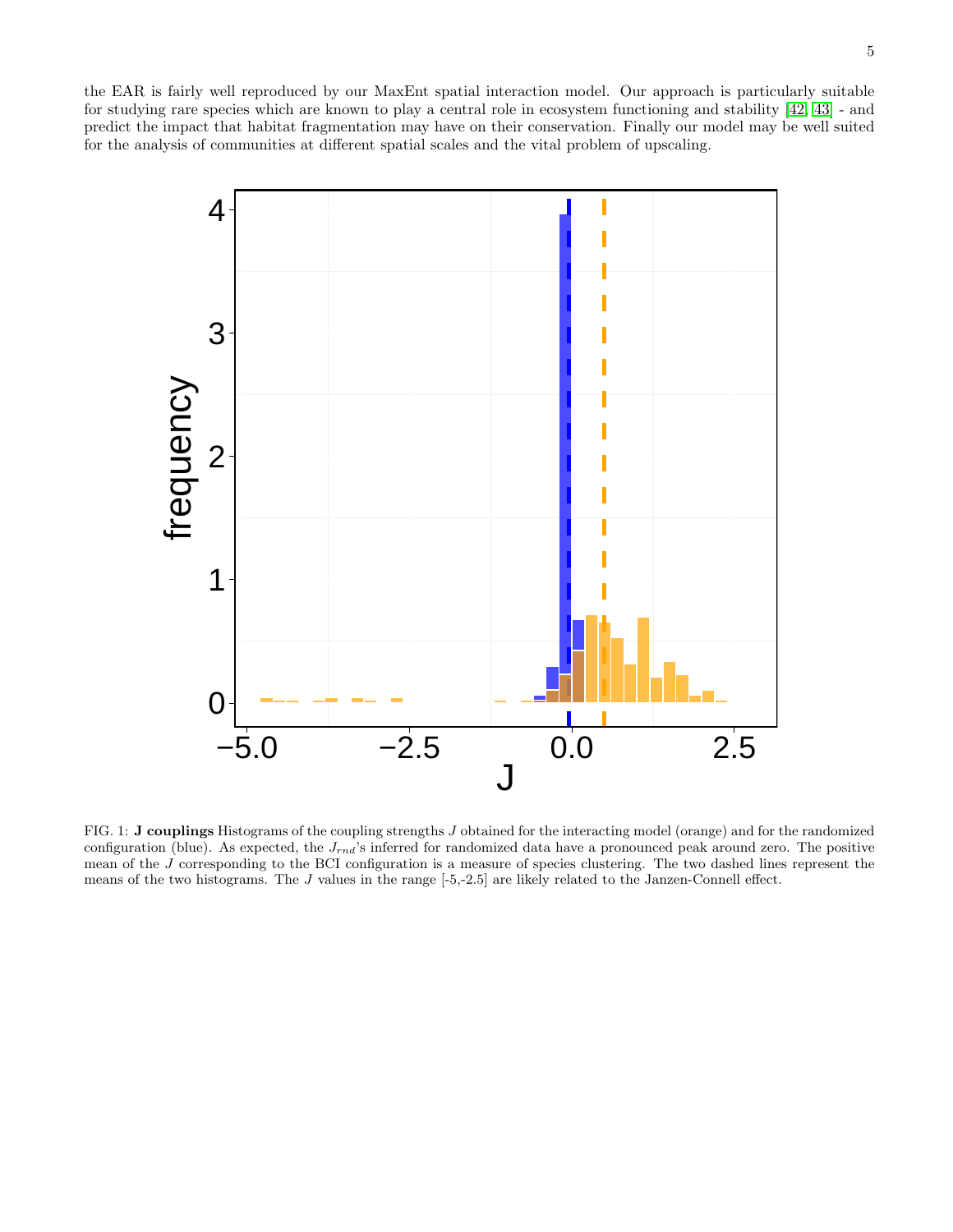the EAR is fairly well reproduced by our MaxEnt spatial interaction model. Our approach is particularly suitable for studying rare species which are known to play a central role in ecosystem functioning and stability [42, 43] - and predict the impact that habitat fragmentation may have on their conservation. Finally our model may be well suited for the analysis of communities at different spatial scales and the vital problem of upscaling.

FIG. 1: **J couplings** Histograms of the coupling strengths $J$ obtained for the interacting model (orange) and for the randomized configuration (blue). As expected, the $J_{rnd}$'s inferred for randomized data have a pronounced peak around zero. The positive mean of the $J$ corresponding to the BCI configuration is a measure of species clustering. The two dashed lines represent the means of the two histograms. The $J$ values in the range [-5,-2.5] are likely related to the Janzen-Connell effect.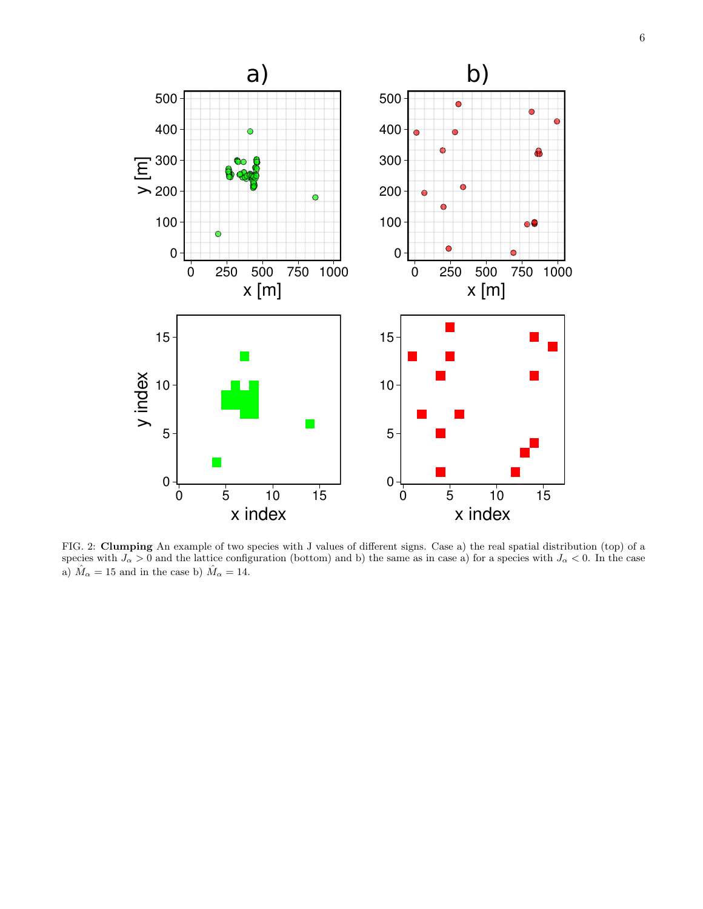FIG. 2: **Clumping** An example of two species with J values of different signs. Case a) the real spatial distribution (top) of a species with $J_\alpha > 0$ and the lattice configuration (bottom) and b) the same as in case a) for a species with $J_\alpha < 0$. In the case a) $\hat{M}_\alpha = 15$ and in the case b) $\hat{M}_\alpha = 14$.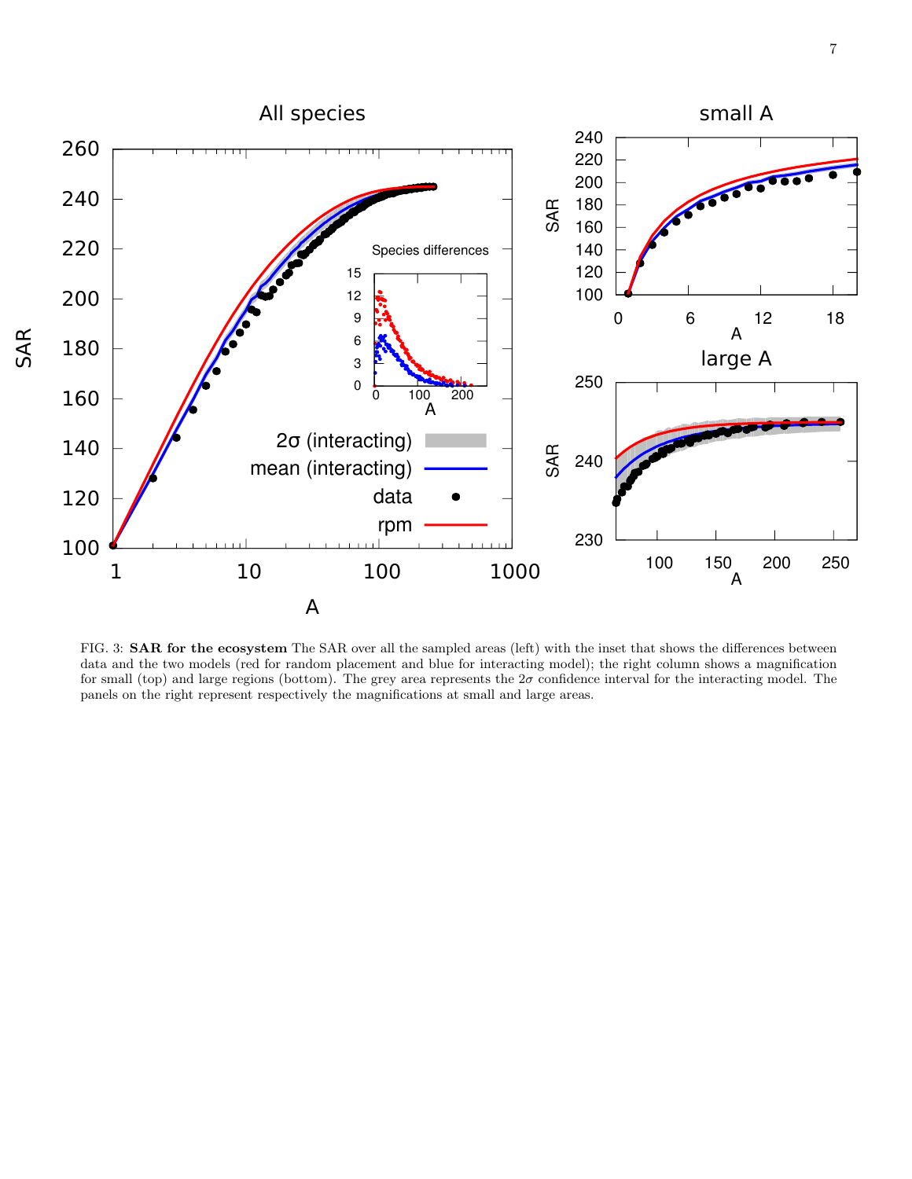FIG. 3: **SAR for the ecosystem** The SAR over all the sampled areas (left) with the inset that shows the differences between data and the two models (red for random placement and blue for interacting model); the right column shows a magnification for small (top) and large regions (bottom). The grey area represents the $2\sigma$ confidence interval for the interacting model. The panels on the right represent respectively the magnifications at small and large areas.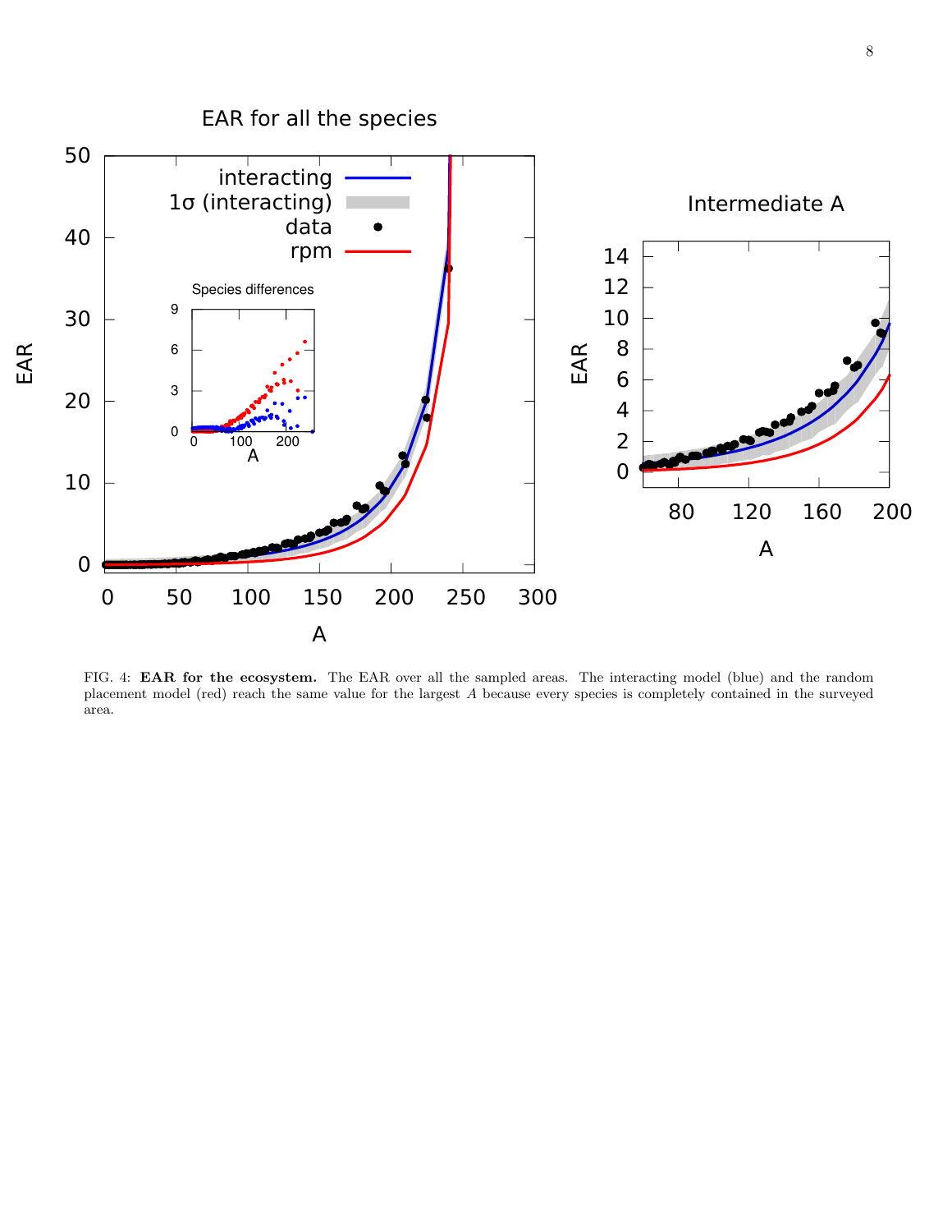FIG. 4: **EAR for the ecosystem.** The EAR over all the sampled areas. The interacting model (blue) and the random placement model (red) reach the same value for the largest $A$ because every species is completely contained in the surveyed area.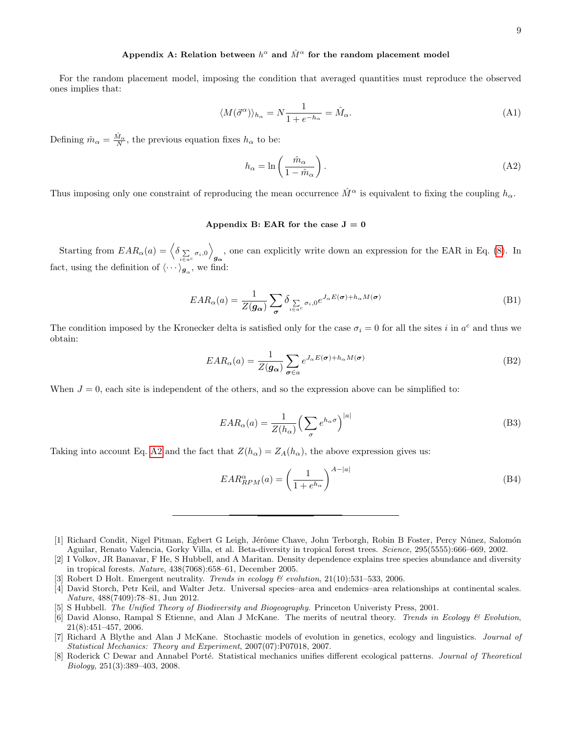## Appendix A: Relation between $h^\alpha$ and $\hat{M}^\alpha$ for the random placement model

For the random placement model, imposing the condition that averaged quantities must reproduce the observed ones implies that:

$$\langle M(\vec{\sigma}^\alpha)\rangle_{h_\alpha} = N\frac{1}{1+e^{-h_\alpha}} = \hat{M}_\alpha. \tag{A1}$$

Defining $\hat{m}_\alpha = \frac{\hat{M}_\alpha}{N}$, the previous equation fixes $h_\alpha$ to be:

$$h_\alpha = \ln\left(\frac{\hat{m}_\alpha}{1-\hat{m}_\alpha}\right). \tag{A2}$$

Thus imposing only one constraint of reproducing the mean occurrence $\hat{M}^\alpha$ is equivalent to fixing the coupling $h_\alpha$.

## Appendix B: EAR for the case J = 0

Starting from $EAR_\alpha(a) = \left\langle \delta_{\sum_{i\in a^c}\sigma_i,0}\right\rangle_{\boldsymbol{g_\alpha}}$, one can explicitly write down an expression for the EAR in Eq. (8). In fact, using the definition of $\langle\cdots\rangle_{\boldsymbol{g}_\alpha}$, we find:

$$EAR_\alpha(a) = \frac{1}{Z(\boldsymbol{g_\alpha})}\sum_{\boldsymbol{\sigma}}\delta_{\sum_{i\in a^c}\sigma_i,0}e^{J_\alpha E(\boldsymbol{\sigma})+h_\alpha M(\boldsymbol{\sigma})} \tag{B1}$$

The condition imposed by the Kronecker delta is satisfied only for the case $\sigma_i = 0$ for all the sites $i$ in $a^c$ and thus we obtain:

$$EAR_\alpha(a) = \frac{1}{Z(\boldsymbol{g_\alpha})}\sum_{\boldsymbol{\sigma}\in a}e^{J_\alpha E(\boldsymbol{\sigma})+h_\alpha M(\boldsymbol{\sigma})} \tag{B2}$$

When $J = 0$, each site is independent of the others, and so the expression above can be simplified to:

$$EAR_\alpha(a) = \frac{1}{Z(h_\alpha)}\Big(\sum_{\sigma}e^{h_\alpha\sigma}\Big)^{|a|} \tag{B3}$$

Taking into account Eq. A2 and the fact that $Z(h_\alpha) = Z_A(h_\alpha)$, the above expression gives us:

$$EAR^\alpha_{RPM}(a) = \left(\frac{1}{1+e^{h_\alpha}}\right)^{A-|a|} \tag{B4}$$

---

[1] Richard Condit, Nigel Pitman, Egbert G Leigh, Jérôme Chave, John Terborgh, Robin B Foster, Percy Núnez, Salomón Aguilar, Renato Valencia, Gorky Villa, et al. Beta-diversity in tropical forest trees. *Science*, 295(5555):666–669, 2002.

[2] I Volkov, JR Banavar, F He, S Hubbell, and A Maritan. Density dependence explains tree species abundance and diversity in tropical forests. *Nature*, 438(7068):658–61, December 2005.

[3] Robert D Holt. Emergent neutrality. *Trends in ecology & evolution*, 21(10):531–533, 2006.

[4] David Storch, Petr Keil, and Walter Jetz. Universal species–area and endemics–area relationships at continental scales. *Nature*, 488(7409):78–81, Jun 2012.

[5] S Hubbell. *The Unified Theory of Biodiversity and Biogeography*. Princeton Univeristy Press, 2001.

[6] David Alonso, Rampal S Etienne, and Alan J McKane. The merits of neutral theory. *Trends in Ecology & Evolution*, 21(8):451–457, 2006.

[7] Richard A Blythe and Alan J McKane. Stochastic models of evolution in genetics, ecology and linguistics. *Journal of Statistical Mechanics: Theory and Experiment*, 2007(07):P07018, 2007.

[8] Roderick C Dewar and Annabel Porté. Statistical mechanics unifies different ecological patterns. *Journal of Theoretical Biology*, 251(3):389–403, 2008.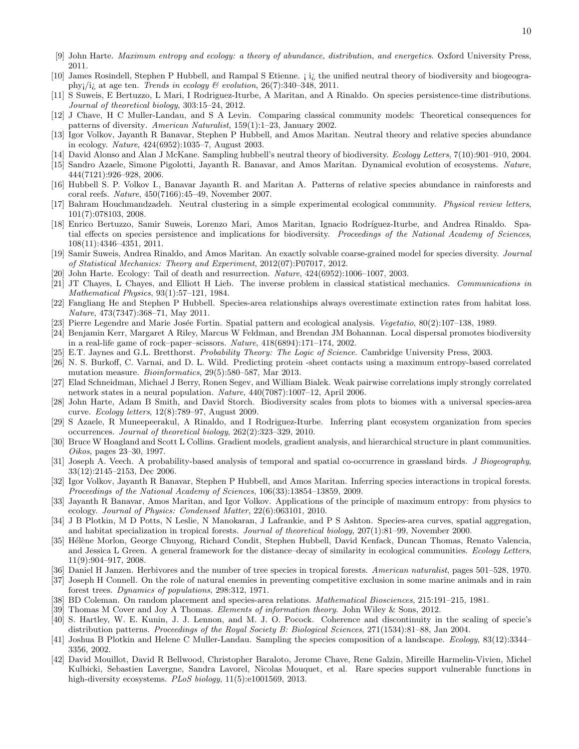[9] John Harte. *Maximum entropy and ecology: a theory of abundance, distribution, and energetics*. Oxford University Press, 2011.

[10] James Rosindell, Stephen P Hubbell, and Rampal S Etienne. ¡ i¿ the unified neutral theory of biodiversity and biogeography¡/i¿ at age ten. *Trends in ecology & evolution*, 26(7):340–348, 2011.

[11] S Suweis, E Bertuzzo, L Mari, I Rodriguez-Iturbe, A Maritan, and A Rinaldo. On species persistence-time distributions. *Journal of theoretical biology*, 303:15–24, 2012.

[12] J Chave, H C Muller-Landau, and S A Levin. Comparing classical community models: Theoretical consequences for patterns of diversity. *American Naturalist*, 159(1):1–23, January 2002.

[13] Igor Volkov, Jayanth R Banavar, Stephen P Hubbell, and Amos Maritan. Neutral theory and relative species abundance in ecology. *Nature*, 424(6952):1035–7, August 2003.

[14] David Alonso and Alan J McKane. Sampling hubbell's neutral theory of biodiversity. *Ecology Letters*, 7(10):901–910, 2004.

[15] Sandro Azaele, Simone Pigolotti, Jayanth R. Banavar, and Amos Maritan. Dynamical evolution of ecosystems. *Nature*, 444(7121):926–928, 2006.

[16] Hubbell S. P. Volkov I., Banavar Jayanth R. and Maritan A. Patterns of relative species abundance in rainforests and coral reefs. *Nature*, 450(7166):45–49, November 2007.

[17] Bahram Houchmandzadeh. Neutral clustering in a simple experimental ecological community. *Physical review letters*, 101(7):078103, 2008.

[18] Enrico Bertuzzo, Samir Suweis, Lorenzo Mari, Amos Maritan, Ignacio Rodríguez-Iturbe, and Andrea Rinaldo. Spatial effects on species persistence and implications for biodiversity. *Proceedings of the National Academy of Sciences*, 108(11):4346–4351, 2011.

[19] Samir Suweis, Andrea Rinaldo, and Amos Maritan. An exactly solvable coarse-grained model for species diversity. *Journal of Statistical Mechanics: Theory and Experiment*, 2012(07):P07017, 2012.

[20] John Harte. Ecology: Tail of death and resurrection. *Nature*, 424(6952):1006–1007, 2003.

[21] JT Chayes, L Chayes, and Elliott H Lieb. The inverse problem in classical statistical mechanics. *Communications in Mathematical Physics*, 93(1):57–121, 1984.

[22] Fangliang He and Stephen P Hubbell. Species-area relationships always overestimate extinction rates from habitat loss. *Nature*, 473(7347):368–71, May 2011.

[23] Pierre Legendre and Marie Josée Fortin. Spatial pattern and ecological analysis. *Vegetatio*, 80(2):107–138, 1989.

[24] Benjamin Kerr, Margaret A Riley, Marcus W Feldman, and Brendan JM Bohannan. Local dispersal promotes biodiversity in a real-life game of rock–paper–scissors. *Nature*, 418(6894):171–174, 2002.

[25] E.T. Jaynes and G.L. Bretthorst. *Probability Theory: The Logic of Science*. Cambridge University Press, 2003.

[26] N. S. Burkoff, C. Varnai, and D. L. Wild. Predicting protein -sheet contacts using a maximum entropy-based correlated mutation measure. *Bioinformatics*, 29(5):580–587, Mar 2013.

[27] Elad Schneidman, Michael J Berry, Ronen Segev, and William Bialek. Weak pairwise correlations imply strongly correlated network states in a neural population. *Nature*, 440(7087):1007–12, April 2006.

[28] John Harte, Adam B Smith, and David Storch. Biodiversity scales from plots to biomes with a universal species-area curve. *Ecology letters*, 12(8):789–97, August 2009.

[29] S Azaele, R Muneepeerakul, A Rinaldo, and I Rodriguez-Iturbe. Inferring plant ecosystem organization from species occurrences. *Journal of theoretical biology*, 262(2):323–329, 2010.

[30] Bruce W Hoagland and Scott L Collins. Gradient models, gradient analysis, and hierarchical structure in plant communities. *Oikos*, pages 23–30, 1997.

[31] Joseph A. Veech. A probability-based analysis of temporal and spatial co-occurrence in grassland birds. *J Biogeography*, 33(12):2145–2153, Dec 2006.

[32] Igor Volkov, Jayanth R Banavar, Stephen P Hubbell, and Amos Maritan. Inferring species interactions in tropical forests. *Proceedings of the National Academy of Sciences*, 106(33):13854–13859, 2009.

[33] Jayanth R Banavar, Amos Maritan, and Igor Volkov. Applications of the principle of maximum entropy: from physics to ecology. *Journal of Physics: Condensed Matter*, 22(6):063101, 2010.

[34] J B Plotkin, M D Potts, N Leslie, N Manokaran, J Lafrankie, and P S Ashton. Species-area curves, spatial aggregation, and habitat specialization in tropical forests. *Journal of theoretical biology*, 207(1):81–99, November 2000.

[35] Hélène Morlon, George Chuyong, Richard Condit, Stephen Hubbell, David Kenfack, Duncan Thomas, Renato Valencia, and Jessica L Green. A general framework for the distance–decay of similarity in ecological communities. *Ecology Letters*, 11(9):904–917, 2008.

[36] Daniel H Janzen. Herbivores and the number of tree species in tropical forests. *American naturalist*, pages 501–528, 1970.

[37] Joseph H Connell. On the role of natural enemies in preventing competitive exclusion in some marine animals and in rain forest trees. *Dynamics of populations*, 298:312, 1971.

[38] BD Coleman. On random placement and species-area relations. *Mathematical Biosciences*, 215:191–215, 1981.

[39] Thomas M Cover and Joy A Thomas. *Elements of information theory*. John Wiley & Sons, 2012.

[40] S. Hartley, W. E. Kunin, J. J. Lennon, and M. J. O. Pocock. Coherence and discontinuity in the scaling of specie's distribution patterns. *Proceedings of the Royal Society B: Biological Sciences*, 271(1534):81–88, Jan 2004.

[41] Joshua B Plotkin and Helene C Muller-Landau. Sampling the species composition of a landscape. *Ecology*, 83(12):3344–3356, 2002.

[42] David Mouillot, David R Bellwood, Christopher Baraloto, Jerome Chave, Rene Galzin, Mireille Harmelin-Vivien, Michel Kulbicki, Sebastien Lavergne, Sandra Lavorel, Nicolas Mouquet, et al. Rare species support vulnerable functions in high-diversity ecosystems. *PLoS biology*, 11(5):e1001569, 2013.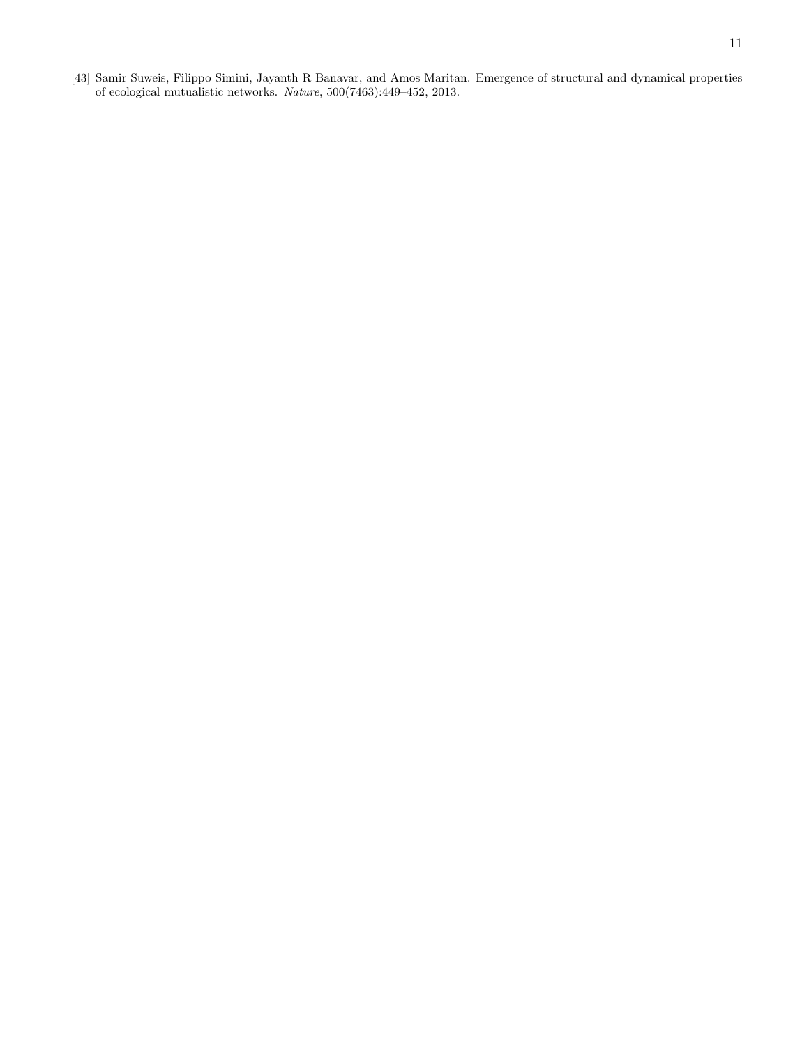[43] Samir Suweis, Filippo Simini, Jayanth R Banavar, and Amos Maritan. Emergence of structural and dynamical properties of ecological mutualistic networks. *Nature*, 500(7463):449–452, 2013.